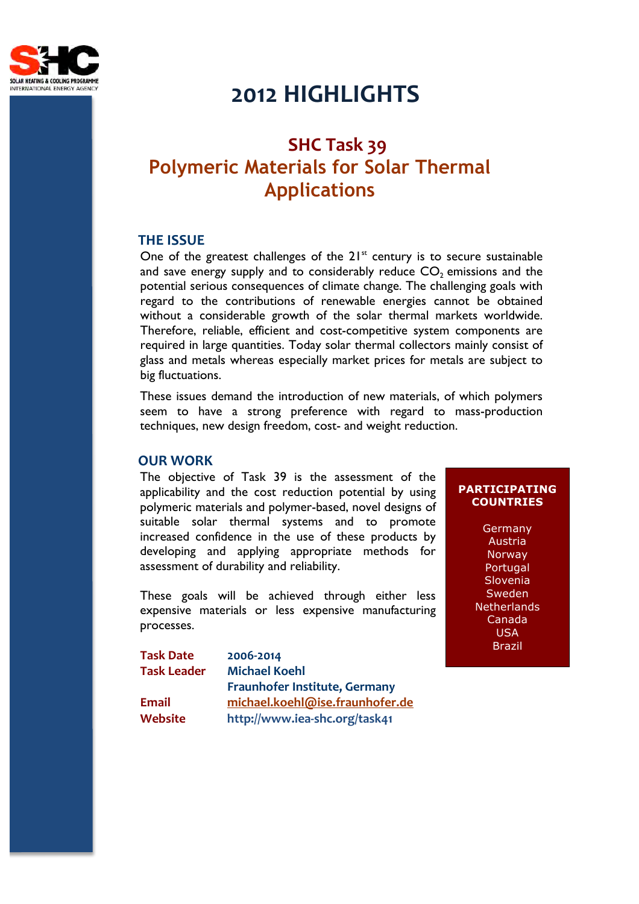# 2012 HIGHLIGHTS

## SHC Task 39
## Polymeric Materials for Solar Thermal Applications

### THE ISSUE

One of the greatest challenges of the 21st century is to secure sustainable and save energy supply and to considerably reduce $CO_2$ emissions and the potential serious consequences of climate change. The challenging goals with regard to the contributions of renewable energies cannot be obtained without a considerable growth of the solar thermal markets worldwide. Therefore, reliable, efficient and cost-competitive system components are required in large quantities. Today solar thermal collectors mainly consist of glass and metals whereas especially market prices for metals are subject to big fluctuations.

These issues demand the introduction of new materials, of which polymers seem to have a strong preference with regard to mass-production techniques, new design freedom, cost- and weight reduction.

### OUR WORK

The objective of Task 39 is the assessment of the applicability and the cost reduction potential by using polymeric materials and polymer-based, novel designs of suitable solar thermal systems and to promote increased confidence in the use of these products by developing and applying appropriate methods for assessment of durability and reliability.

These goals will be achieved through either less expensive materials or less expensive manufacturing processes.

**Task Date** 2006-2014
**Task Leader** Michael Koehl
Fraunhofer Institute, Germany
**Email** michael.koehl@ise.fraunhofer.de
**Website** http://www.iea-shc.org/task41

**PARTICIPATING COUNTRIES**

Germany
Austria
Norway
Portugal
Slovenia
Sweden
Netherlands
Canada
USA
Brazil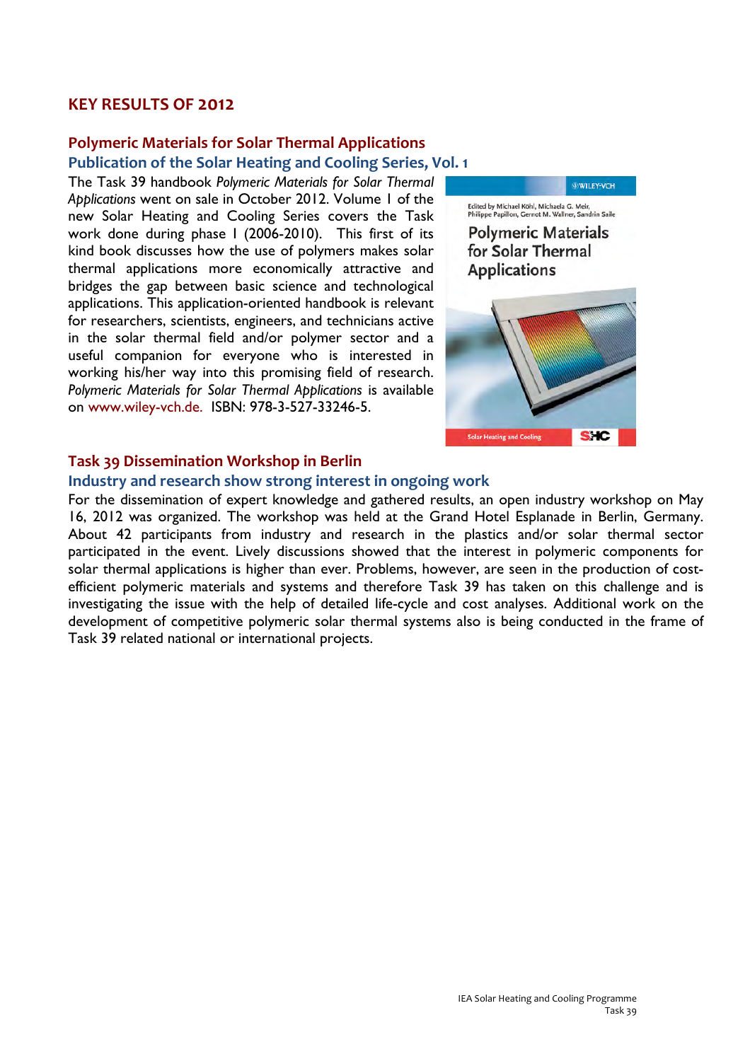## KEY RESULTS OF 2012

### Polymeric Materials for Solar Thermal Applications

### Publication of the Solar Heating and Cooling Series, Vol. 1

The Task 39 handbook *Polymeric Materials for Solar Thermal Applications* went on sale in October 2012. Volume I of the new Solar Heating and Cooling Series covers the Task work done during phase I (2006-2010). This first of its kind book discusses how the use of polymers makes solar thermal applications more economically attractive and bridges the gap between basic science and technological applications. This application-oriented handbook is relevant for researchers, scientists, engineers, and technicians active in the solar thermal field and/or polymer sector and a useful companion for everyone who is interested in working his/her way into this promising field of research. *Polymeric Materials for Solar Thermal Applications* is available on www.wiley-vch.de. ISBN: 978-3-527-33246-5.

### Task 39 Dissemination Workshop in Berlin

### Industry and research show strong interest in ongoing work

For the dissemination of expert knowledge and gathered results, an open industry workshop on May 16, 2012 was organized. The workshop was held at the Grand Hotel Esplanade in Berlin, Germany. About 42 participants from industry and research in the plastics and/or solar thermal sector participated in the event. Lively discussions showed that the interest in polymeric components for solar thermal applications is higher than ever. Problems, however, are seen in the production of cost-efficient polymeric materials and systems and therefore Task 39 has taken on this challenge and is investigating the issue with the help of detailed life-cycle and cost analyses. Additional work on the development of competitive polymeric solar thermal systems also is being conducted in the frame of Task 39 related national or international projects.